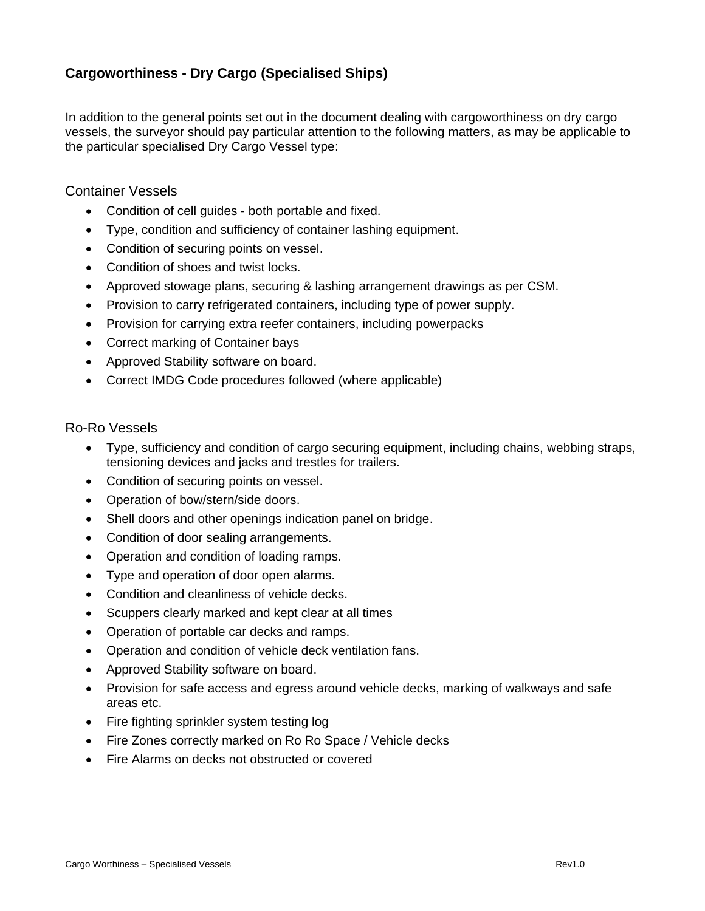# Cargoworthiness - Dry Cargo (Specialised Ships)

In addition to the general points set out in the document dealing with cargoworthiness on dry cargo vessels, the surveyor should pay particular attention to the following matters, as may be applicable to the particular specialised Dry Cargo Vessel type:

## Container Vessels

- Condition of cell guides - both portable and fixed.
- Type, condition and sufficiency of container lashing equipment.
- Condition of securing points on vessel.
- Condition of shoes and twist locks.
- Approved stowage plans, securing & lashing arrangement drawings as per CSM.
- Provision to carry refrigerated containers, including type of power supply.
- Provision for carrying extra reefer containers, including powerpacks
- Correct marking of Container bays
- Approved Stability software on board.
- Correct IMDG Code procedures followed (where applicable)

## Ro-Ro Vessels

- Type, sufficiency and condition of cargo securing equipment, including chains, webbing straps, tensioning devices and jacks and trestles for trailers.
- Condition of securing points on vessel.
- Operation of bow/stern/side doors.
- Shell doors and other openings indication panel on bridge.
- Condition of door sealing arrangements.
- Operation and condition of loading ramps.
- Type and operation of door open alarms.
- Condition and cleanliness of vehicle decks.
- Scuppers clearly marked and kept clear at all times
- Operation of portable car decks and ramps.
- Operation and condition of vehicle deck ventilation fans.
- Approved Stability software on board.
- Provision for safe access and egress around vehicle decks, marking of walkways and safe areas etc.
- Fire fighting sprinkler system testing log
- Fire Zones correctly marked on Ro Ro Space / Vehicle decks
- Fire Alarms on decks not obstructed or covered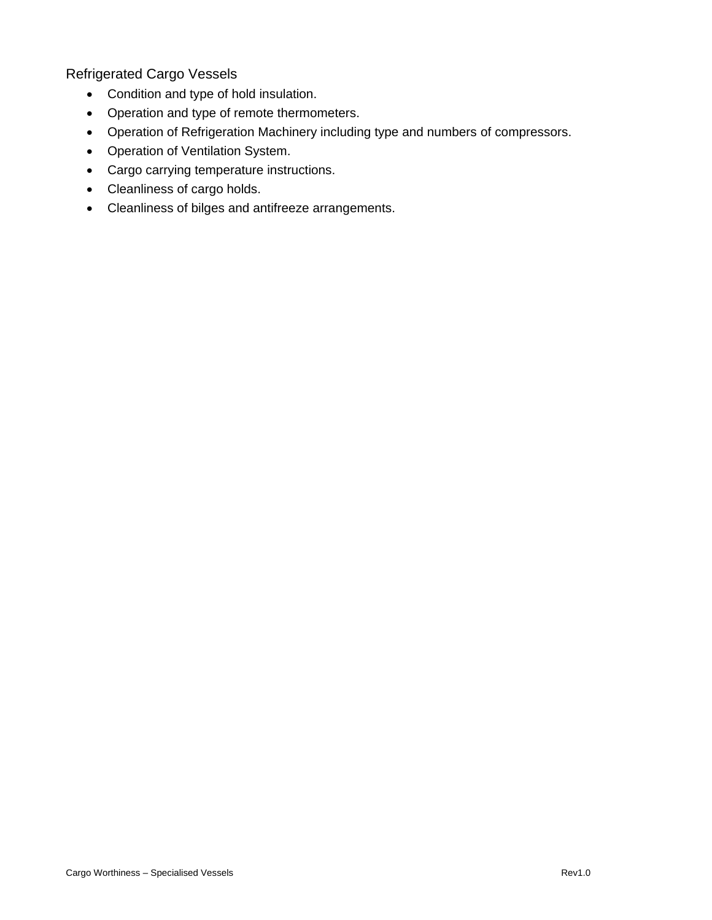## Refrigerated Cargo Vessels

- Condition and type of hold insulation.
- Operation and type of remote thermometers.
- Operation of Refrigeration Machinery including type and numbers of compressors.
- Operation of Ventilation System.
- Cargo carrying temperature instructions.
- Cleanliness of cargo holds.
- Cleanliness of bilges and antifreeze arrangements.